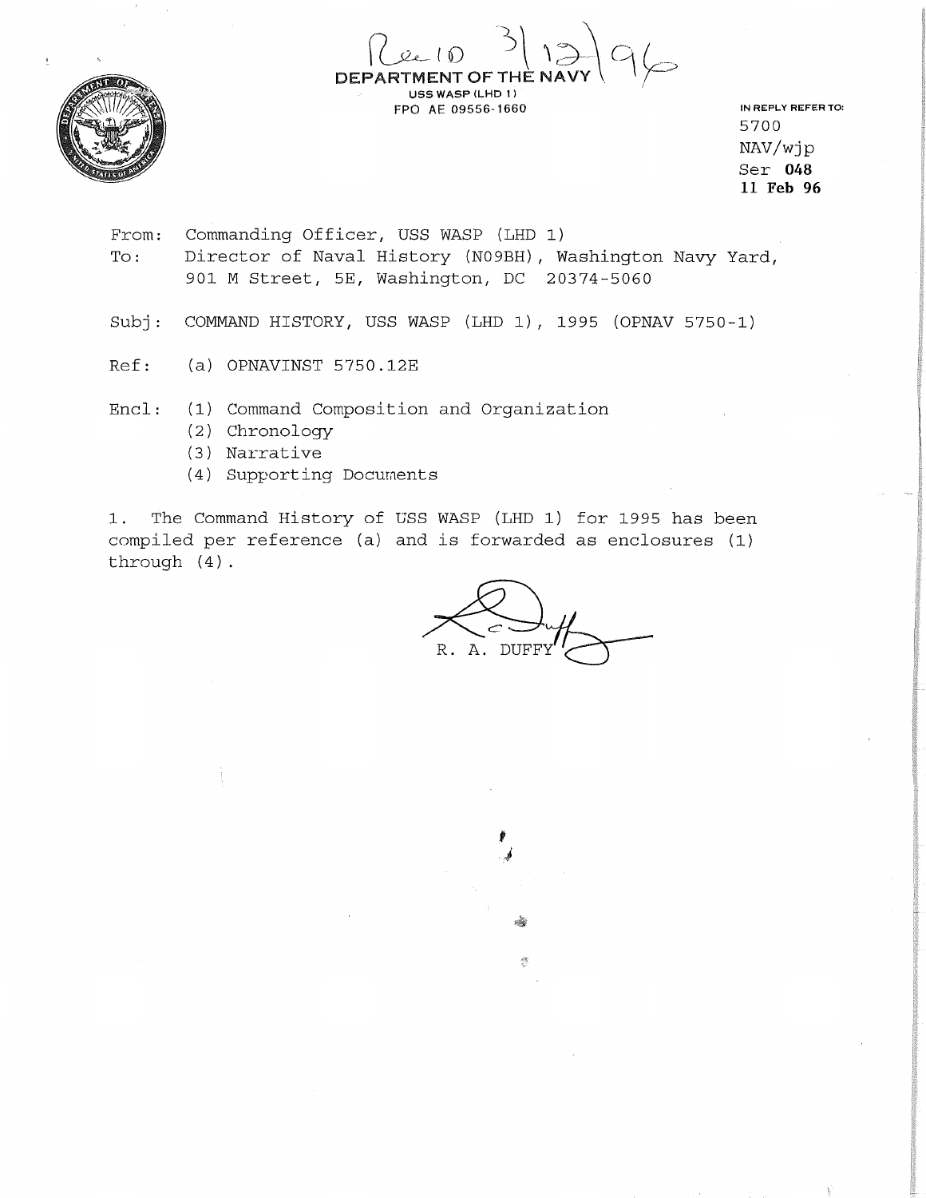Rec'd 3/12/96

DEPARTMENT OF THE NAVY
USS WASP (LHD 1)
FPO AE 09556-1660

IN REPLY REFER TO:
5700
NAV/wjp
Ser **048**
**11 Feb 96**

From: Commanding Officer, USS WASP (LHD 1)
To: Director of Naval History (N09BH), Washington Navy Yard, 901 M Street, 5E, Washington, DC 20374-5060

Subj: COMMAND HISTORY, USS WASP (LHD 1), 1995 (OPNAV 5750-1)

Ref: (a) OPNAVINST 5750.12E

Encl: (1) Command Composition and Organization
(2) Chronology
(3) Narrative
(4) Supporting Documents

1. The Command History of USS WASP (LHD 1) for 1995 has been compiled per reference (a) and is forwarded as enclosures (1) through (4).

R. A. DUFFY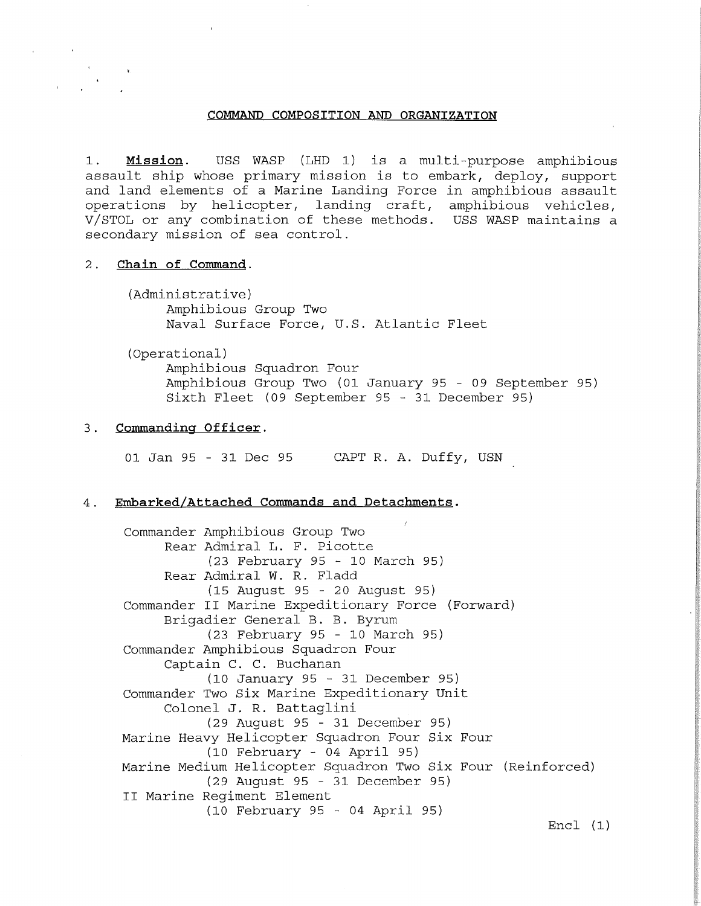## COMMAND COMPOSITION AND ORGANIZATION

1. **Mission**. USS WASP (LHD 1) is a multi-purpose amphibious assault ship whose primary mission is to embark, deploy, support and land elements of a Marine Landing Force in amphibious assault operations by helicopter, landing craft, amphibious vehicles, V/STOL or any combination of these methods. USS WASP maintains a secondary mission of sea control.

2. **Chain of Command**.

   (Administrative)
   Amphibious Group Two
   Naval Surface Force, U.S. Atlantic Fleet

   (Operational)
   Amphibious Squadron Four
   Amphibious Group Two (01 January 95 - 09 September 95)
   Sixth Fleet (09 September 95 - 31 December 95)

3. **Commanding Officer**.

   01 Jan 95 - 31 Dec 95 CAPT R. A. Duffy, USN

4. **Embarked/Attached Commands and Detachments**.

   Commander Amphibious Group Two
   - Rear Admiral L. F. Picotte
     - (23 February 95 - 10 March 95)
   - Rear Admiral W. R. Fladd
     - (15 August 95 - 20 August 95)

   Commander II Marine Expeditionary Force (Forward)
   - Brigadier General B. B. Byrum
     - (23 February 95 - 10 March 95)

   Commander Amphibious Squadron Four
   - Captain C. C. Buchanan
     - (10 January 95 - 31 December 95)

   Commander Two Six Marine Expeditionary Unit
   - Colonel J. R. Battaglini
     - (29 August 95 - 31 December 95)

   Marine Heavy Helicopter Squadron Four Six Four
   - (10 February - 04 April 95)

   Marine Medium Helicopter Squadron Two Six Four (Reinforced)
   - (29 August 95 - 31 December 95)

   II Marine Regiment Element
   - (10 February 95 - 04 April 95)

Encl (1)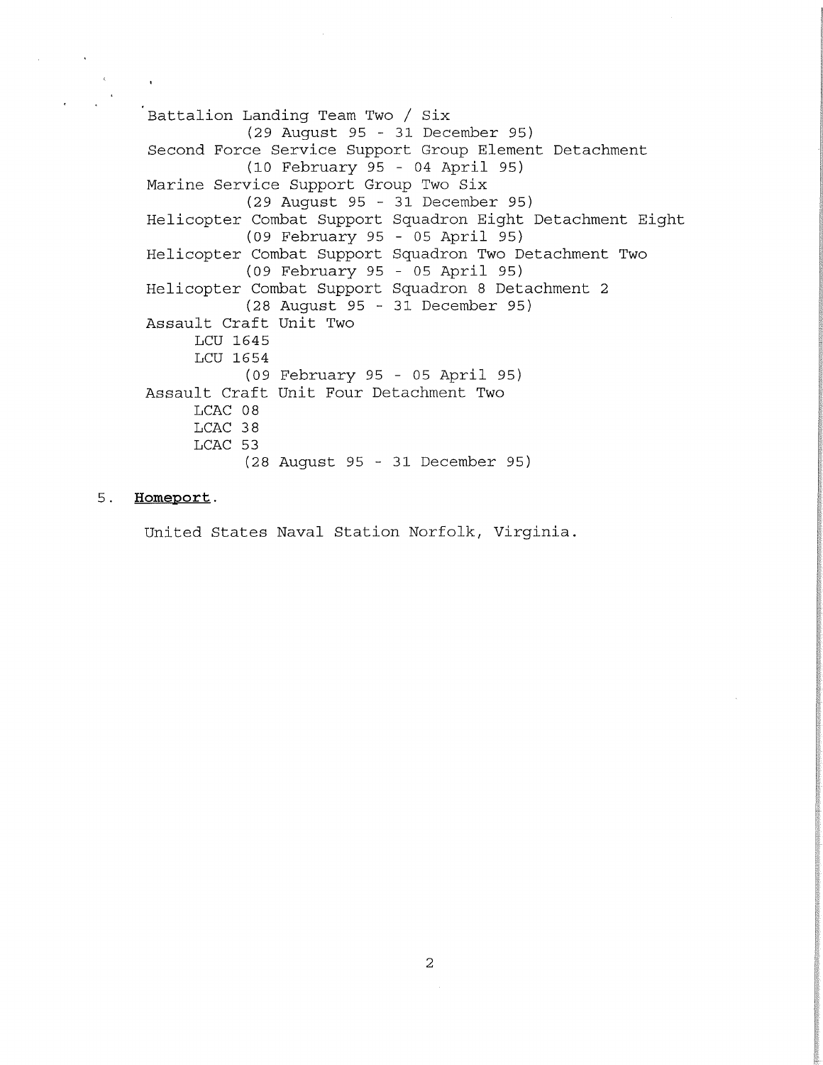Battalion Landing Team Two / Six
(29 August 95 - 31 December 95)
Second Force Service Support Group Element Detachment
(10 February 95 - 04 April 95)
Marine Service Support Group Two Six
(29 August 95 - 31 December 95)
Helicopter Combat Support Squadron Eight Detachment Eight
(09 February 95 - 05 April 95)
Helicopter Combat Support Squadron Two Detachment Two
(09 February 95 - 05 April 95)
Helicopter Combat Support Squadron 8 Detachment 2
(28 August 95 - 31 December 95)
Assault Craft Unit Two
LCU 1645
LCU 1654
(09 February 95 - 05 April 95)
Assault Craft Unit Four Detachment Two
LCAC 08
LCAC 38
LCAC 53
(28 August 95 - 31 December 95)

5. **Homeport**.

United States Naval Station Norfolk, Virginia.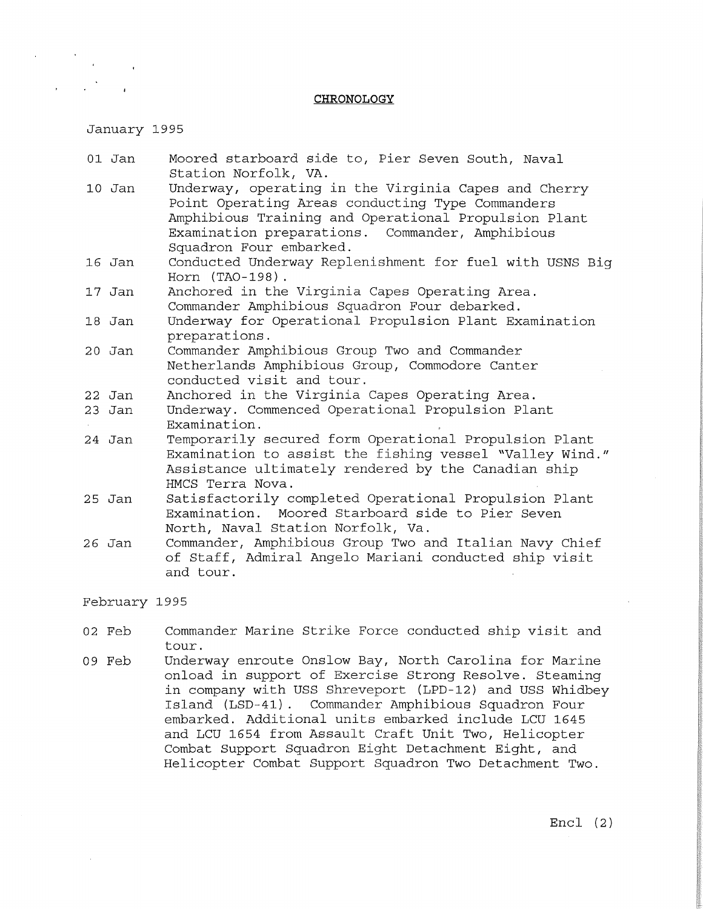## CHRONOLOGY

January 1995

| | |
|---|---|
| 01 Jan | Moored starboard side to, Pier Seven South, Naval Station Norfolk, VA. |
| 10 Jan | Underway, operating in the Virginia Capes and Cherry Point Operating Areas conducting Type Commanders Amphibious Training and Operational Propulsion Plant Examination preparations. Commander, Amphibious Squadron Four embarked. |
| 16 Jan | Conducted Underway Replenishment for fuel with USNS Big Horn (TAO-198). |
| 17 Jan | Anchored in the Virginia Capes Operating Area. Commander Amphibious Squadron Four debarked. |
| 18 Jan | Underway for Operational Propulsion Plant Examination preparations. |
| 20 Jan | Commander Amphibious Group Two and Commander Netherlands Amphibious Group, Commodore Canter conducted visit and tour. |
| 22 Jan | Anchored in the Virginia Capes Operating Area. |
| 23 Jan | Underway. Commenced Operational Propulsion Plant Examination. |
| 24 Jan | Temporarily secured form Operational Propulsion Plant Examination to assist the fishing vessel "Valley Wind." Assistance ultimately rendered by the Canadian ship HMCS Terra Nova. |
| 25 Jan | Satisfactorily completed Operational Propulsion Plant Examination. Moored Starboard side to Pier Seven North, Naval Station Norfolk, Va. |
| 26 Jan | Commander, Amphibious Group Two and Italian Navy Chief of Staff, Admiral Angelo Mariani conducted ship visit and tour. |

February 1995

| | |
|---|---|
| 02 Feb | Commander Marine Strike Force conducted ship visit and tour. |
| 09 Feb | Underway enroute Onslow Bay, North Carolina for Marine onload in support of Exercise Strong Resolve. Steaming in company with USS Shreveport (LPD-12) and USS Whidbey Island (LSD-41). Commander Amphibious Squadron Four embarked. Additional units embarked include LCU 1645 and LCU 1654 from Assault Craft Unit Two, Helicopter Combat Support Squadron Eight Detachment Eight, and Helicopter Combat Support Squadron Two Detachment Two. |

Encl (2)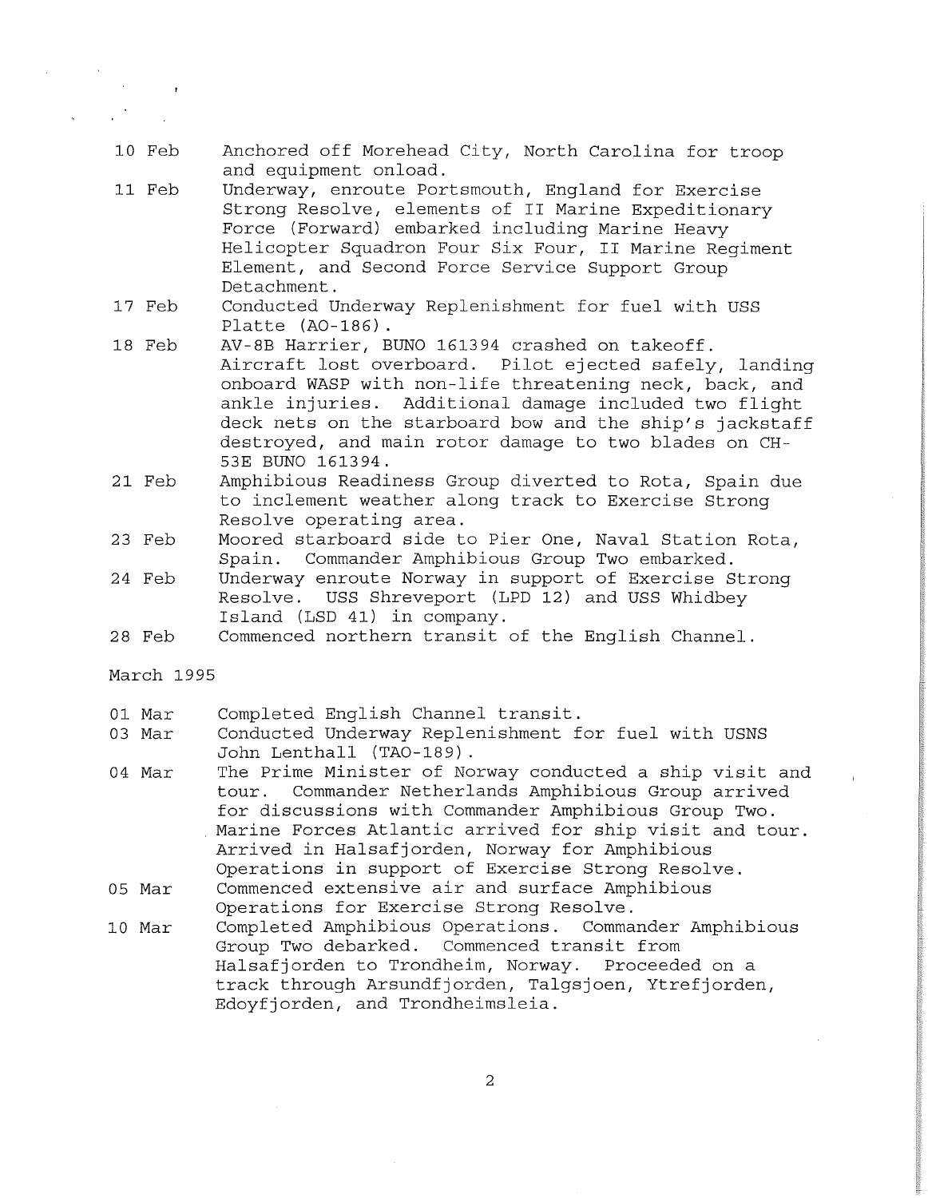10 Feb Anchored off Morehead City, North Carolina for troop and equipment onload.

11 Feb Underway, enroute Portsmouth, England for Exercise Strong Resolve, elements of II Marine Expeditionary Force (Forward) embarked including Marine Heavy Helicopter Squadron Four Six Four, II Marine Regiment Element, and Second Force Service Support Group Detachment.

17 Feb Conducted Underway Replenishment for fuel with USS Platte (AO-186).

18 Feb AV-8B Harrier, BUNO 161394 crashed on takeoff. Aircraft lost overboard. Pilot ejected safely, landing onboard WASP with non-life threatening neck, back, and ankle injuries. Additional damage included two flight deck nets on the starboard bow and the ship's jackstaff destroyed, and main rotor damage to two blades on CH-53E BUNO 161394.

21 Feb Amphibious Readiness Group diverted to Rota, Spain due to inclement weather along track to Exercise Strong Resolve operating area.

23 Feb Moored starboard side to Pier One, Naval Station Rota, Spain. Commander Amphibious Group Two embarked.

24 Feb Underway enroute Norway in support of Exercise Strong Resolve. USS Shreveport (LPD 12) and USS Whidbey Island (LSD 41) in company.

28 Feb Commenced northern transit of the English Channel.

March 1995

01 Mar Completed English Channel transit.

03 Mar Conducted Underway Replenishment for fuel with USNS John Lenthall (TAO-189).

04 Mar The Prime Minister of Norway conducted a ship visit and tour. Commander Netherlands Amphibious Group arrived for discussions with Commander Amphibious Group Two. Marine Forces Atlantic arrived for ship visit and tour. Arrived in Halsafjorden, Norway for Amphibious Operations in support of Exercise Strong Resolve.

05 Mar Commenced extensive air and surface Amphibious Operations for Exercise Strong Resolve.

10 Mar Completed Amphibious Operations. Commander Amphibious Group Two debarked. Commenced transit from Halsafjorden to Trondheim, Norway. Proceeded on a track through Arsundfjorden, Talgsjoen, Ytrefjorden, Edoyfjorden, and Trondheimsleia.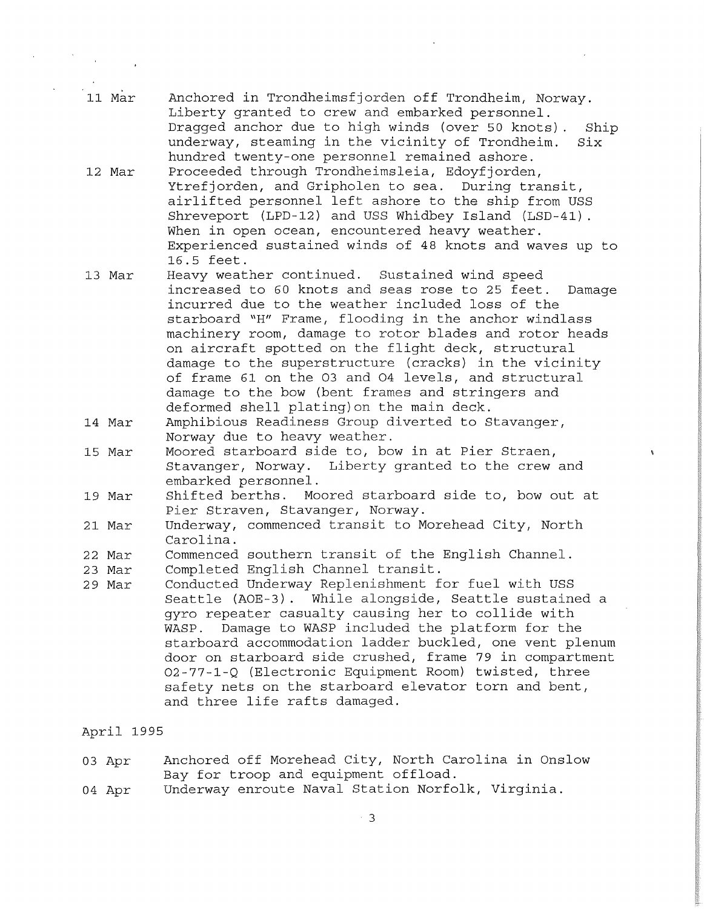11 Mar — Anchored in Trondheimsfjorden off Trondheim, Norway. Liberty granted to crew and embarked personnel. Dragged anchor due to high winds (over 50 knots). Ship underway, steaming in the vicinity of Trondheim. Six hundred twenty-one personnel remained ashore.

12 Mar — Proceeded through Trondheimsleia, Edoyfjorden, Ytrefjorden, and Gripholen to sea. During transit, airlifted personnel left ashore to the ship from USS Shreveport (LPD-12) and USS Whidbey Island (LSD-41). When in open ocean, encountered heavy weather. Experienced sustained winds of 48 knots and waves up to 16.5 feet.

13 Mar — Heavy weather continued. Sustained wind speed increased to 60 knots and seas rose to 25 feet. Damage incurred due to the weather included loss of the starboard "H" Frame, flooding in the anchor windlass machinery room, damage to rotor blades and rotor heads on aircraft spotted on the flight deck, structural damage to the superstructure (cracks) in the vicinity of frame 61 on the 03 and 04 levels, and structural damage to the bow (bent frames and stringers and deformed shell plating)on the main deck.

14 Mar — Amphibious Readiness Group diverted to Stavanger, Norway due to heavy weather.

15 Mar — Moored starboard side to, bow in at Pier Straen, Stavanger, Norway. Liberty granted to the crew and embarked personnel.

19 Mar — Shifted berths. Moored starboard side to, bow out at Pier Straven, Stavanger, Norway.

21 Mar — Underway, commenced transit to Morehead City, North Carolina.

22 Mar — Commenced southern transit of the English Channel.

23 Mar — Completed English Channel transit.

29 Mar — Conducted Underway Replenishment for fuel with USS Seattle (AOE-3). While alongside, Seattle sustained a gyro repeater casualty causing her to collide with WASP. Damage to WASP included the platform for the starboard accommodation ladder buckled, one vent plenum door on starboard side crushed, frame 79 in compartment 02-77-1-Q (Electronic Equipment Room) twisted, three safety nets on the starboard elevator torn and bent, and three life rafts damaged.

April 1995

03 Apr — Anchored off Morehead City, North Carolina in Onslow Bay for troop and equipment offload.

04 Apr — Underway enroute Naval Station Norfolk, Virginia.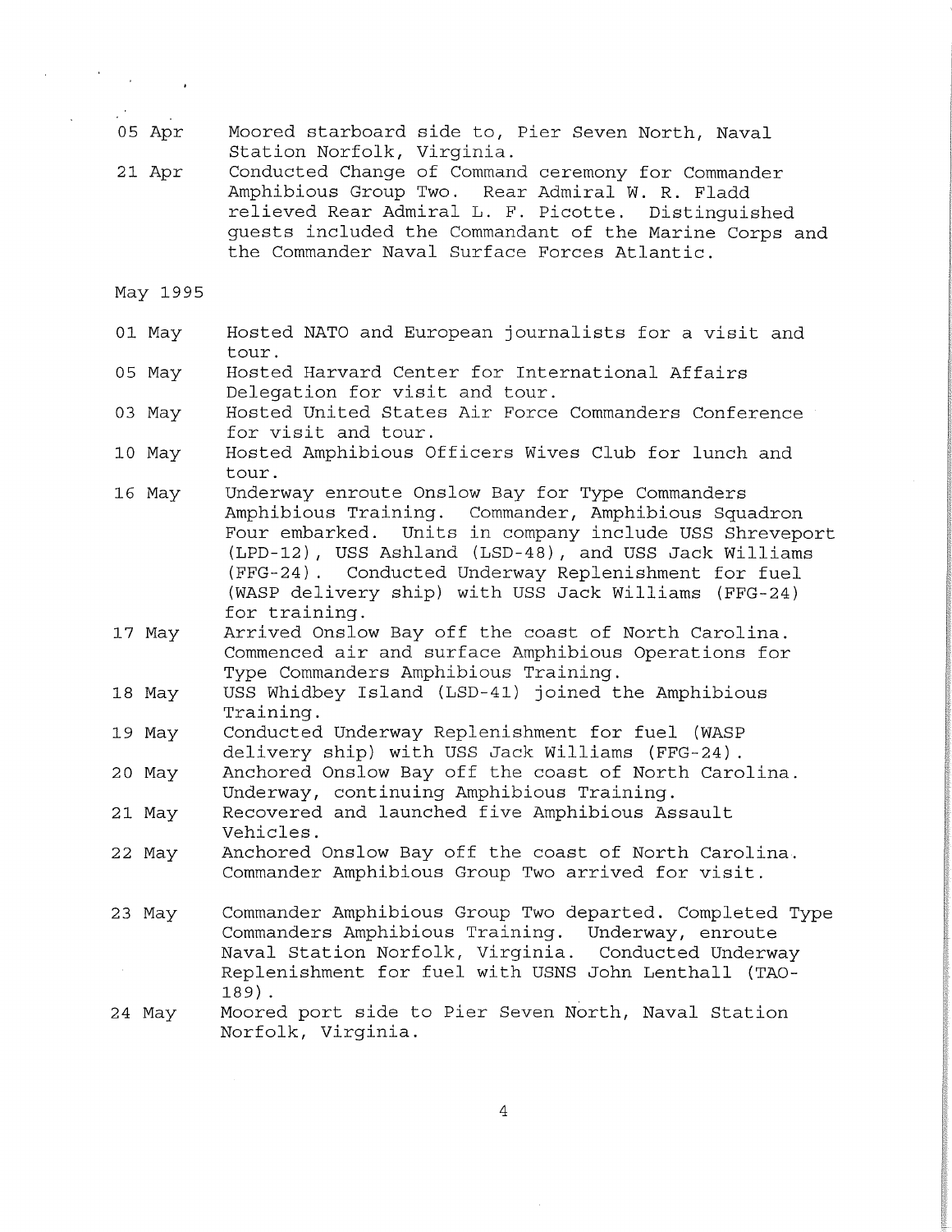05 Apr Moored starboard side to, Pier Seven North, Naval Station Norfolk, Virginia.

21 Apr Conducted Change of Command ceremony for Commander Amphibious Group Two. Rear Admiral W. R. Fladd relieved Rear Admiral L. F. Picotte. Distinguished guests included the Commandant of the Marine Corps and the Commander Naval Surface Forces Atlantic.

May 1995

01 May Hosted NATO and European journalists for a visit and tour.

05 May Hosted Harvard Center for International Affairs Delegation for visit and tour.

03 May Hosted United States Air Force Commanders Conference for visit and tour.

10 May Hosted Amphibious Officers Wives Club for lunch and tour.

16 May Underway enroute Onslow Bay for Type Commanders Amphibious Training. Commander, Amphibious Squadron Four embarked. Units in company include USS Shreveport (LPD-12), USS Ashland (LSD-48), and USS Jack Williams (FFG-24). Conducted Underway Replenishment for fuel (WASP delivery ship) with USS Jack Williams (FFG-24) for training.

17 May Arrived Onslow Bay off the coast of North Carolina. Commenced air and surface Amphibious Operations for Type Commanders Amphibious Training.

18 May USS Whidbey Island (LSD-41) joined the Amphibious Training.

19 May Conducted Underway Replenishment for fuel (WASP delivery ship) with USS Jack Williams (FFG-24).

20 May Anchored Onslow Bay off the coast of North Carolina. Underway, continuing Amphibious Training.

21 May Recovered and launched five Amphibious Assault Vehicles.

22 May Anchored Onslow Bay off the coast of North Carolina. Commander Amphibious Group Two arrived for visit.

23 May Commander Amphibious Group Two departed. Completed Type Commanders Amphibious Training. Underway, enroute Naval Station Norfolk, Virginia. Conducted Underway Replenishment for fuel with USNS John Lenthall (TAO-189).

24 May Moored port side to Pier Seven North, Naval Station Norfolk, Virginia.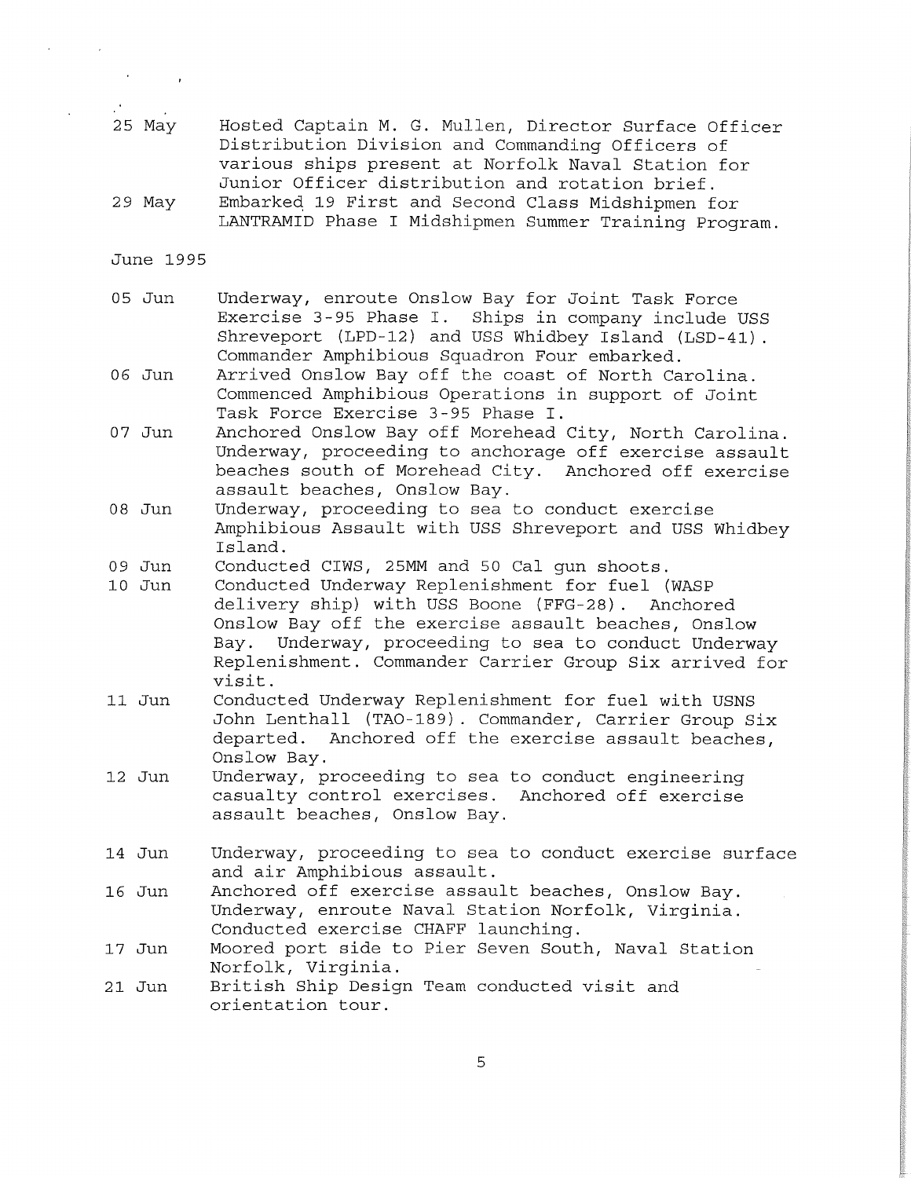25 May Hosted Captain M. G. Mullen, Director Surface Officer Distribution Division and Commanding Officers of various ships present at Norfolk Naval Station for Junior Officer distribution and rotation brief.

29 May Embarked 19 First and Second Class Midshipmen for LANTRAMID Phase I Midshipmen Summer Training Program.

June 1995

05 Jun Underway, enroute Onslow Bay for Joint Task Force Exercise 3-95 Phase I. Ships in company include USS Shreveport (LPD-12) and USS Whidbey Island (LSD-41). Commander Amphibious Squadron Four embarked.

06 Jun Arrived Onslow Bay off the coast of North Carolina. Commenced Amphibious Operations in support of Joint Task Force Exercise 3-95 Phase I.

07 Jun Anchored Onslow Bay off Morehead City, North Carolina. Underway, proceeding to anchorage off exercise assault beaches south of Morehead City. Anchored off exercise assault beaches, Onslow Bay.

08 Jun Underway, proceeding to sea to conduct exercise Amphibious Assault with USS Shreveport and USS Whidbey Island.

09 Jun Conducted CIWS, 25MM and 50 Cal gun shoots.

10 Jun Conducted Underway Replenishment for fuel (WASP delivery ship) with USS Boone (FFG-28). Anchored Onslow Bay off the exercise assault beaches, Onslow Bay. Underway, proceeding to sea to conduct Underway Replenishment. Commander Carrier Group Six arrived for visit.

11 Jun Conducted Underway Replenishment for fuel with USNS John Lenthall (TAO-189). Commander, Carrier Group Six departed. Anchored off the exercise assault beaches, Onslow Bay.

12 Jun Underway, proceeding to sea to conduct engineering casualty control exercises. Anchored off exercise assault beaches, Onslow Bay.

14 Jun Underway, proceeding to sea to conduct exercise surface and air Amphibious assault.

16 Jun Anchored off exercise assault beaches, Onslow Bay. Underway, enroute Naval Station Norfolk, Virginia. Conducted exercise CHAFF launching.

17 Jun Moored port side to Pier Seven South, Naval Station Norfolk, Virginia.

21 Jun British Ship Design Team conducted visit and orientation tour.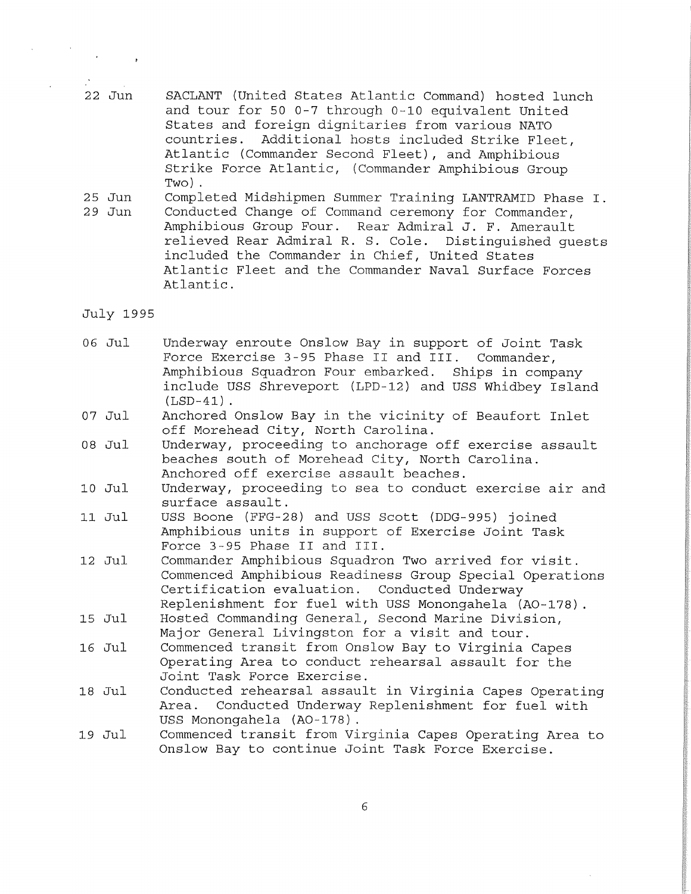22 Jun SACLANT (United States Atlantic Command) hosted lunch and tour for 50 0-7 through 0-10 equivalent United States and foreign dignitaries from various NATO countries. Additional hosts included Strike Fleet, Atlantic (Commander Second Fleet), and Amphibious Strike Force Atlantic, (Commander Amphibious Group Two).

25 Jun Completed Midshipmen Summer Training LANTRAMID Phase I.

29 Jun Conducted Change of Command ceremony for Commander, Amphibious Group Four. Rear Admiral J. F. Amerault relieved Rear Admiral R. S. Cole. Distinguished guests included the Commander in Chief, United States Atlantic Fleet and the Commander Naval Surface Forces Atlantic.

July 1995

06 Jul Underway enroute Onslow Bay in support of Joint Task Force Exercise 3-95 Phase II and III. Commander, Amphibious Squadron Four embarked. Ships in company include USS Shreveport (LPD-12) and USS Whidbey Island (LSD-41).

07 Jul Anchored Onslow Bay in the vicinity of Beaufort Inlet off Morehead City, North Carolina.

08 Jul Underway, proceeding to anchorage off exercise assault beaches south of Morehead City, North Carolina. Anchored off exercise assault beaches.

10 Jul Underway, proceeding to sea to conduct exercise air and surface assault.

11 Jul USS Boone (FFG-28) and USS Scott (DDG-995) joined Amphibious units in support of Exercise Joint Task Force 3-95 Phase II and III.

12 Jul Commander Amphibious Squadron Two arrived for visit. Commenced Amphibious Readiness Group Special Operations Certification evaluation. Conducted Underway Replenishment for fuel with USS Monongahela (AO-178).

15 Jul Hosted Commanding General, Second Marine Division, Major General Livingston for a visit and tour.

16 Jul Commenced transit from Onslow Bay to Virginia Capes Operating Area to conduct rehearsal assault for the Joint Task Force Exercise.

18 Jul Conducted rehearsal assault in Virginia Capes Operating Area. Conducted Underway Replenishment for fuel with USS Monongahela (AO-178).

19 Jul Commenced transit from Virginia Capes Operating Area to Onslow Bay to continue Joint Task Force Exercise.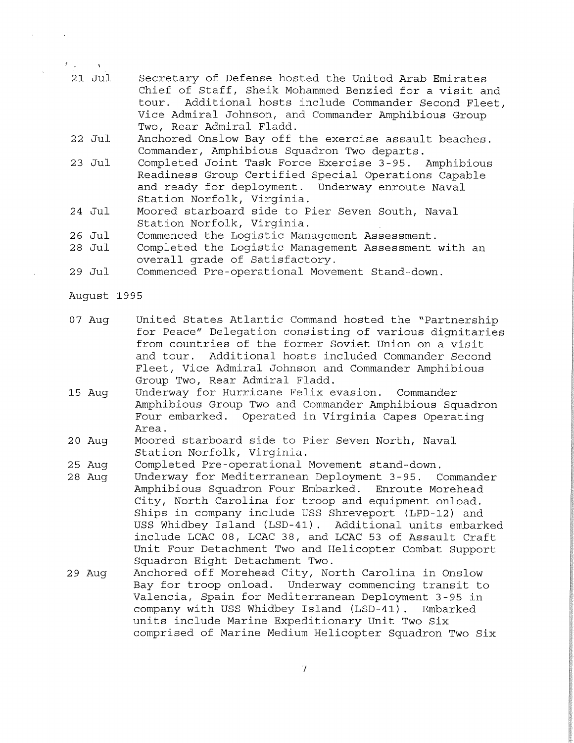21 Jul Secretary of Defense hosted the United Arab Emirates Chief of Staff, Sheik Mohammed Benzied for a visit and tour. Additional hosts include Commander Second Fleet, Vice Admiral Johnson, and Commander Amphibious Group Two, Rear Admiral Fladd.

22 Jul Anchored Onslow Bay off the exercise assault beaches. Commander, Amphibious Squadron Two departs.

23 Jul Completed Joint Task Force Exercise 3-95. Amphibious Readiness Group Certified Special Operations Capable and ready for deployment. Underway enroute Naval Station Norfolk, Virginia.

24 Jul Moored starboard side to Pier Seven South, Naval Station Norfolk, Virginia.

26 Jul Commenced the Logistic Management Assessment.

28 Jul Completed the Logistic Management Assessment with an overall grade of Satisfactory.

29 Jul Commenced Pre-operational Movement Stand-down.

August 1995

07 Aug United States Atlantic Command hosted the "Partnership for Peace" Delegation consisting of various dignitaries from countries of the former Soviet Union on a visit and tour. Additional hosts included Commander Second Fleet, Vice Admiral Johnson and Commander Amphibious Group Two, Rear Admiral Fladd.

15 Aug Underway for Hurricane Felix evasion. Commander Amphibious Group Two and Commander Amphibious Squadron Four embarked. Operated in Virginia Capes Operating Area.

20 Aug Moored starboard side to Pier Seven North, Naval Station Norfolk, Virginia.

25 Aug Completed Pre-operational Movement stand-down.

28 Aug Underway for Mediterranean Deployment 3-95. Commander Amphibious Squadron Four Embarked. Enroute Morehead City, North Carolina for troop and equipment onload. Ships in company include USS Shreveport (LPD-12) and USS Whidbey Island (LSD-41). Additional units embarked include LCAC 08, LCAC 38, and LCAC 53 of Assault Craft Unit Four Detachment Two and Helicopter Combat Support Squadron Eight Detachment Two.

29 Aug Anchored off Morehead City, North Carolina in Onslow Bay for troop onload. Underway commencing transit to Valencia, Spain for Mediterranean Deployment 3-95 in company with USS Whidbey Island (LSD-41). Embarked units include Marine Expeditionary Unit Two Six comprised of Marine Medium Helicopter Squadron Two Six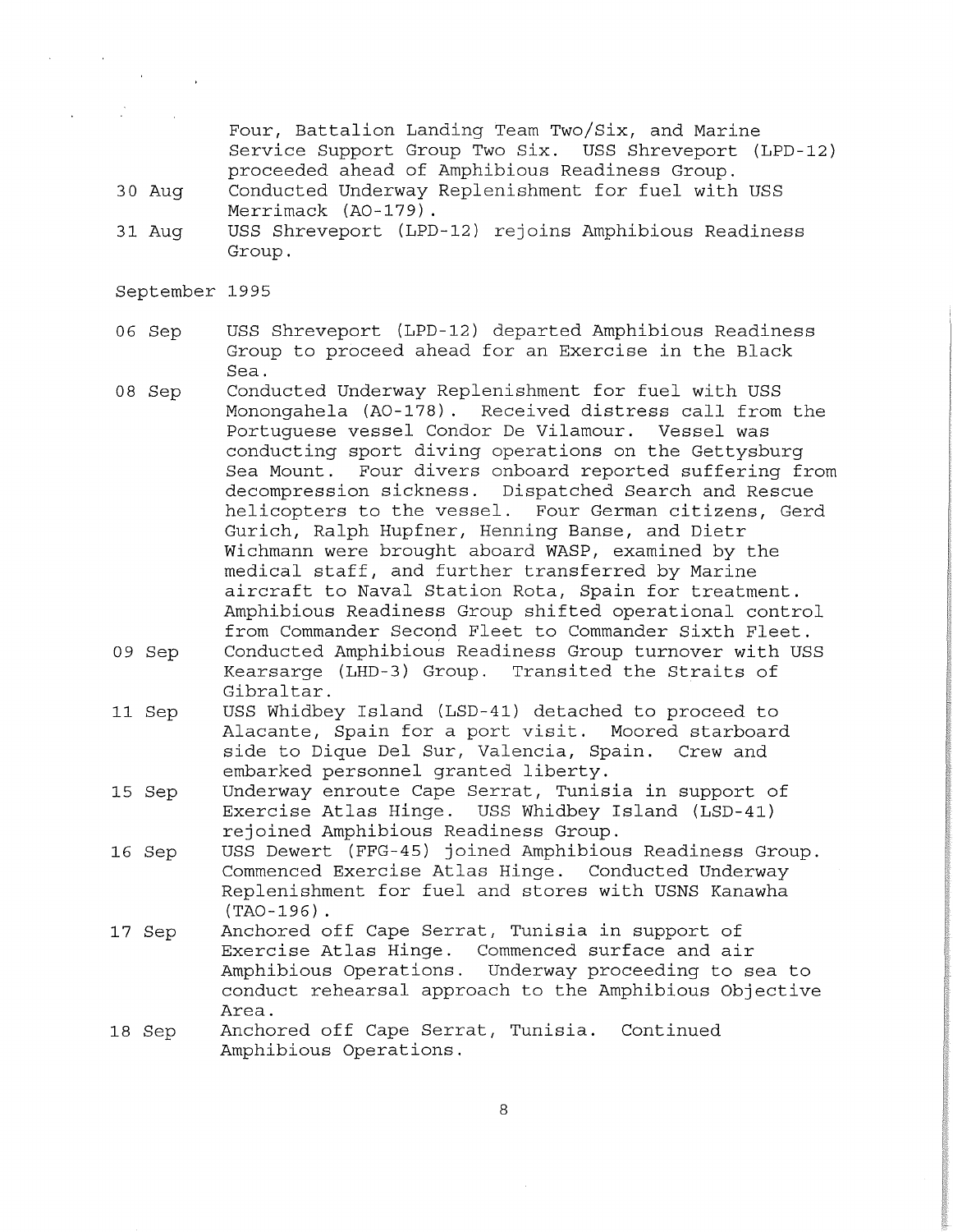Four, Battalion Landing Team Two/Six, and Marine Service Support Group Two Six. USS Shreveport (LPD-12) proceeded ahead of Amphibious Readiness Group.

30 Aug — Conducted Underway Replenishment for fuel with USS Merrimack (AO-179).

31 Aug — USS Shreveport (LPD-12) rejoins Amphibious Readiness Group.

September 1995

06 Sep — USS Shreveport (LPD-12) departed Amphibious Readiness Group to proceed ahead for an Exercise in the Black Sea.

08 Sep — Conducted Underway Replenishment for fuel with USS Monongahela (AO-178). Received distress call from the Portuguese vessel Condor De Vilamour. Vessel was conducting sport diving operations on the Gettysburg Sea Mount. Four divers onboard reported suffering from decompression sickness. Dispatched Search and Rescue helicopters to the vessel. Four German citizens, Gerd Gurich, Ralph Hupfner, Henning Banse, and Dietr Wichmann were brought aboard WASP, examined by the medical staff, and further transferred by Marine aircraft to Naval Station Rota, Spain for treatment. Amphibious Readiness Group shifted operational control from Commander Second Fleet to Commander Sixth Fleet.

09 Sep — Conducted Amphibious Readiness Group turnover with USS Kearsarge (LHD-3) Group. Transited the Straits of Gibraltar.

11 Sep — USS Whidbey Island (LSD-41) detached to proceed to Alacante, Spain for a port visit. Moored starboard side to Dique Del Sur, Valencia, Spain. Crew and embarked personnel granted liberty.

15 Sep — Underway enroute Cape Serrat, Tunisia in support of Exercise Atlas Hinge. USS Whidbey Island (LSD-41) rejoined Amphibious Readiness Group.

16 Sep — USS Dewert (FFG-45) joined Amphibious Readiness Group. Commenced Exercise Atlas Hinge. Conducted Underway Replenishment for fuel and stores with USNS Kanawha (TAO-196).

17 Sep — Anchored off Cape Serrat, Tunisia in support of Exercise Atlas Hinge. Commenced surface and air Amphibious Operations. Underway proceeding to sea to conduct rehearsal approach to the Amphibious Objective Area.

18 Sep — Anchored off Cape Serrat, Tunisia. Continued Amphibious Operations.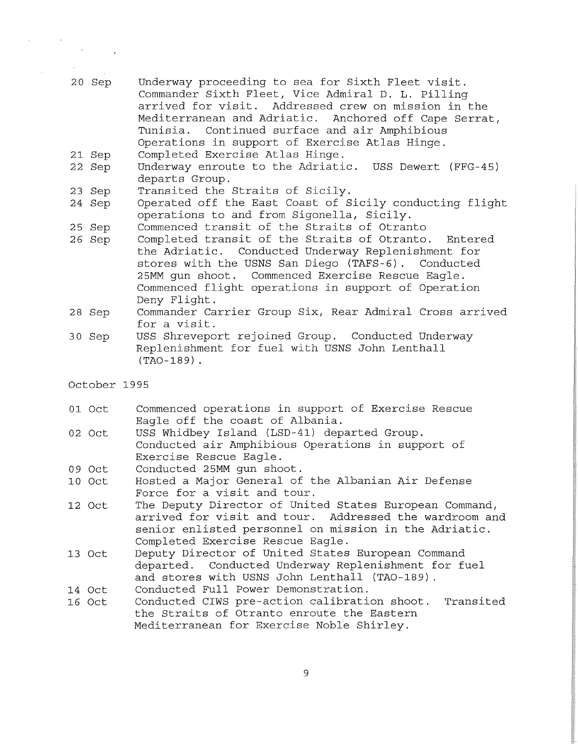20 Sep Underway proceeding to sea for Sixth Fleet visit. Commander Sixth Fleet, Vice Admiral D. L. Pilling arrived for visit. Addressed crew on mission in the Mediterranean and Adriatic. Anchored off Cape Serrat, Tunisia. Continued surface and air Amphibious Operations in support of Exercise Atlas Hinge.

21 Sep Completed Exercise Atlas Hinge.

22 Sep Underway enroute to the Adriatic. USS Dewert (FFG-45) departs Group.

23 Sep Transited the Straits of Sicily.

24 Sep Operated off the East Coast of Sicily conducting flight operations to and from Sigonella, Sicily.

25 Sep Commenced transit of the Straits of Otranto

26 Sep Completed transit of the Straits of Otranto. Entered the Adriatic. Conducted Underway Replenishment for stores with the USNS San Diego (TAFS-6). Conducted 25MM gun shoot. Commenced Exercise Rescue Eagle. Commenced flight operations in support of Operation Deny Flight.

28 Sep Commander Carrier Group Six, Rear Admiral Cross arrived for a visit.

30 Sep USS Shreveport rejoined Group. Conducted Underway Replenishment for fuel with USNS John Lenthall (TAO-189).

October 1995

01 Oct Commenced operations in support of Exercise Rescue Eagle off the coast of Albania.

02 Oct USS Whidbey Island (LSD-41) departed Group. Conducted air Amphibious Operations in support of Exercise Rescue Eagle.

09 Oct Conducted 25MM gun shoot.

10 Oct Hosted a Major General of the Albanian Air Defense Force for a visit and tour.

12 Oct The Deputy Director of United States European Command, arrived for visit and tour. Addressed the wardroom and senior enlisted personnel on mission in the Adriatic. Completed Exercise Rescue Eagle.

13 Oct Deputy Director of United States European Command departed. Conducted Underway Replenishment for fuel and stores with USNS John Lenthall (TAO-189).

14 Oct Conducted Full Power Demonstration.

16 Oct Conducted CIWS pre-action calibration shoot. Transited the Straits of Otranto enroute the Eastern Mediterranean for Exercise Noble Shirley.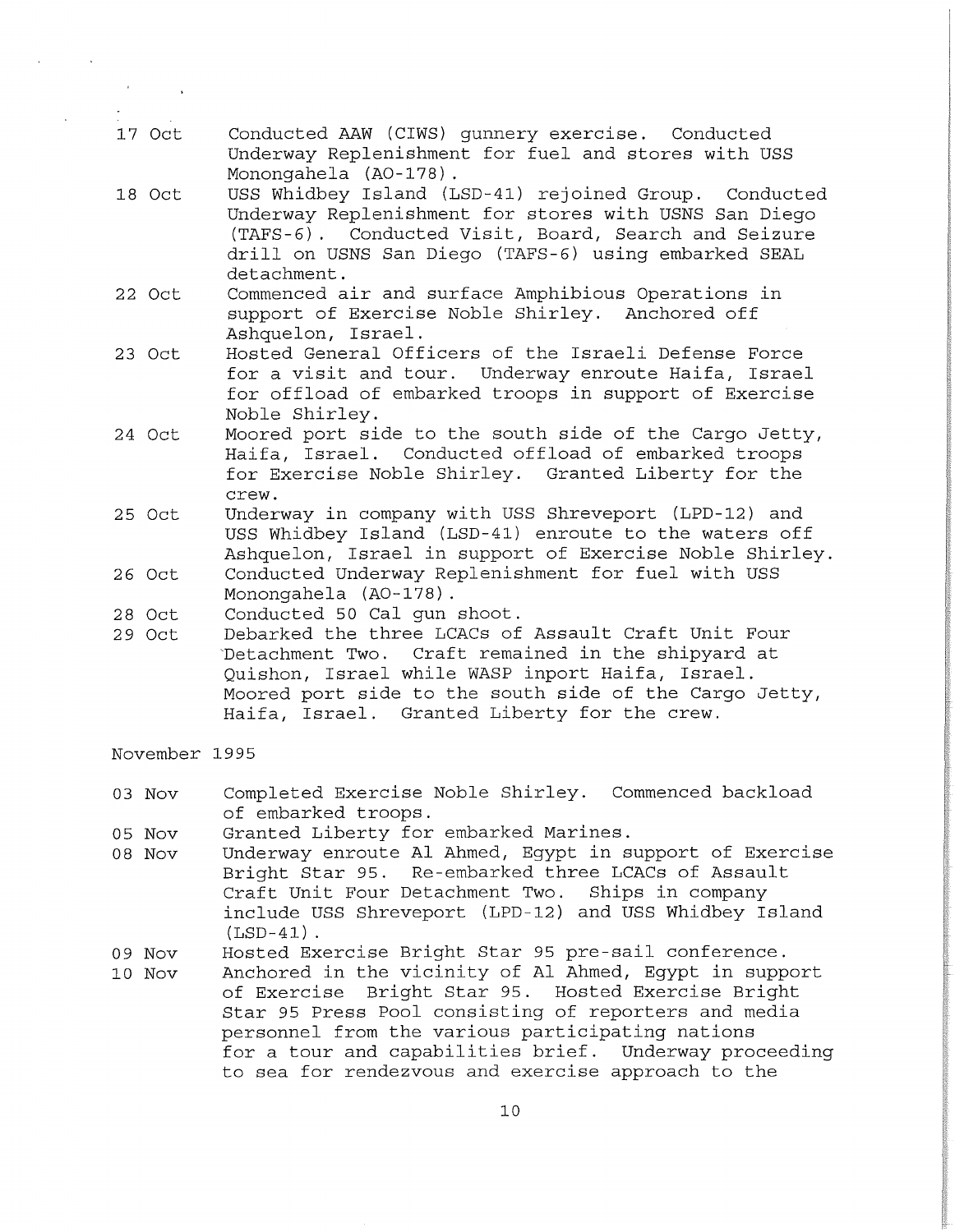17 Oct — Conducted AAW (CIWS) gunnery exercise. Conducted Underway Replenishment for fuel and stores with USS Monongahela (AO-178).

18 Oct — USS Whidbey Island (LSD-41) rejoined Group. Conducted Underway Replenishment for stores with USNS San Diego (TAFS-6). Conducted Visit, Board, Search and Seizure drill on USNS San Diego (TAFS-6) using embarked SEAL detachment.

22 Oct — Commenced air and surface Amphibious Operations in support of Exercise Noble Shirley. Anchored off Ashquelon, Israel.

23 Oct — Hosted General Officers of the Israeli Defense Force for a visit and tour. Underway enroute Haifa, Israel for offload of embarked troops in support of Exercise Noble Shirley.

24 Oct — Moored port side to the south side of the Cargo Jetty, Haifa, Israel. Conducted offload of embarked troops for Exercise Noble Shirley. Granted Liberty for the crew.

25 Oct — Underway in company with USS Shreveport (LPD-12) and USS Whidbey Island (LSD-41) enroute to the waters off Ashquelon, Israel in support of Exercise Noble Shirley.

26 Oct — Conducted Underway Replenishment for fuel with USS Monongahela (AO-178).

28 Oct — Conducted 50 Cal gun shoot.

29 Oct — Debarked the three LCACs of Assault Craft Unit Four Detachment Two. Craft remained in the shipyard at Quishon, Israel while WASP inport Haifa, Israel. Moored port side to the south side of the Cargo Jetty, Haifa, Israel. Granted Liberty for the crew.

November 1995

03 Nov — Completed Exercise Noble Shirley. Commenced backload of embarked troops.

05 Nov — Granted Liberty for embarked Marines.

08 Nov — Underway enroute Al Ahmed, Egypt in support of Exercise Bright Star 95. Re-embarked three LCACs of Assault Craft Unit Four Detachment Two. Ships in company include USS Shreveport (LPD-12) and USS Whidbey Island (LSD-41).

09 Nov — Hosted Exercise Bright Star 95 pre-sail conference.

10 Nov — Anchored in the vicinity of Al Ahmed, Egypt in support of Exercise Bright Star 95. Hosted Exercise Bright Star 95 Press Pool consisting of reporters and media personnel from the various participating nations for a tour and capabilities brief. Underway proceeding to sea for rendezvous and exercise approach to the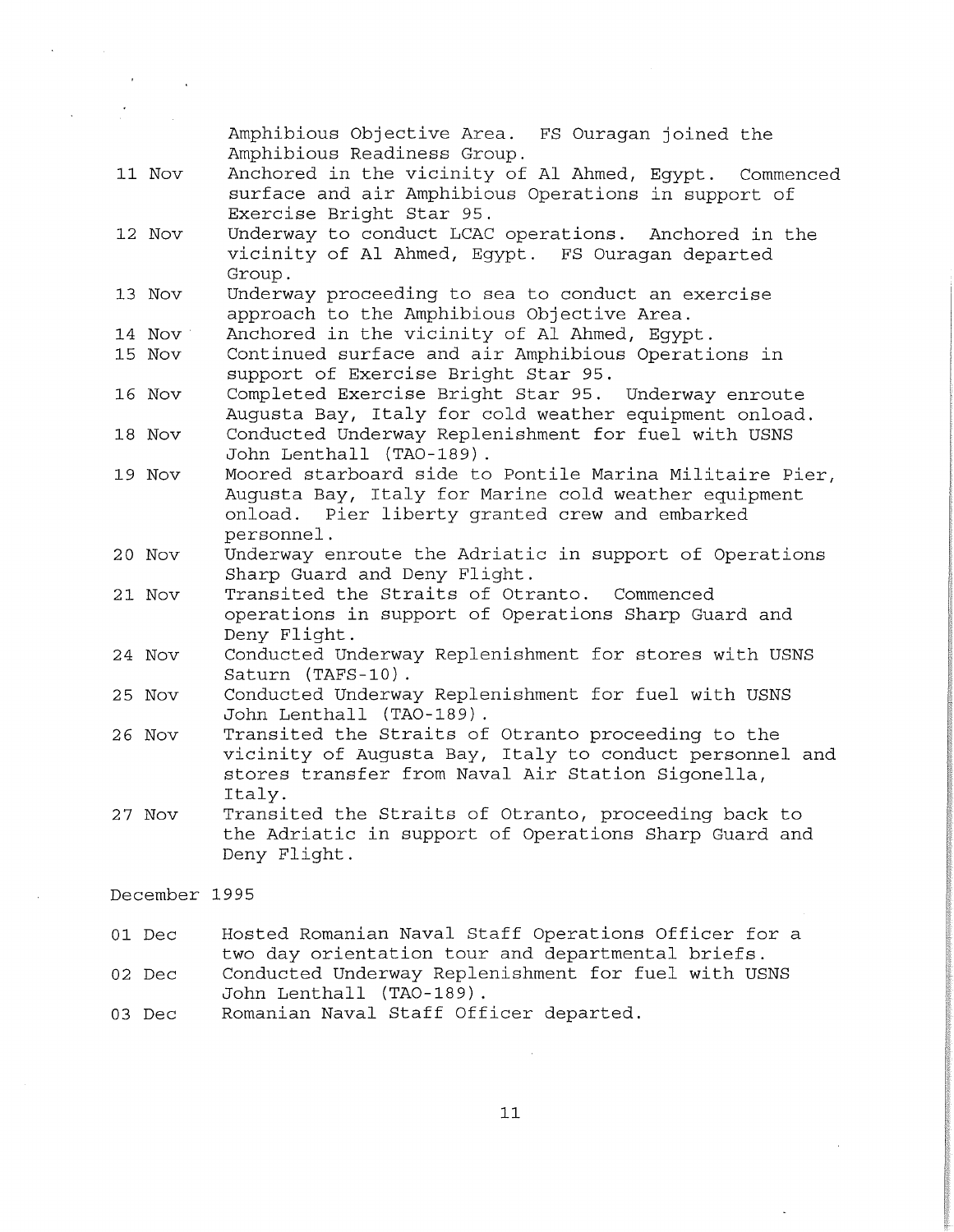Amphibious Objective Area. FS Ouragan joined the Amphibious Readiness Group.

| | |
|---|---|
| 11 Nov | Anchored in the vicinity of Al Ahmed, Egypt. Commenced surface and air Amphibious Operations in support of Exercise Bright Star 95. |
| 12 Nov | Underway to conduct LCAC operations. Anchored in the vicinity of Al Ahmed, Egypt. FS Ouragan departed Group. |
| 13 Nov | Underway proceeding to sea to conduct an exercise approach to the Amphibious Objective Area. |
| 14 Nov | Anchored in the vicinity of Al Ahmed, Egypt. |
| 15 Nov | Continued surface and air Amphibious Operations in support of Exercise Bright Star 95. |
| 16 Nov | Completed Exercise Bright Star 95. Underway enroute Augusta Bay, Italy for cold weather equipment onload. |
| 18 Nov | Conducted Underway Replenishment for fuel with USNS John Lenthall (TAO-189). |
| 19 Nov | Moored starboard side to Pontile Marina Militaire Pier, Augusta Bay, Italy for Marine cold weather equipment onload. Pier liberty granted crew and embarked personnel. |
| 20 Nov | Underway enroute the Adriatic in support of Operations Sharp Guard and Deny Flight. |
| 21 Nov | Transited the Straits of Otranto. Commenced operations in support of Operations Sharp Guard and Deny Flight. |
| 24 Nov | Conducted Underway Replenishment for stores with USNS Saturn (TAFS-10). |
| 25 Nov | Conducted Underway Replenishment for fuel with USNS John Lenthall (TAO-189). |
| 26 Nov | Transited the Straits of Otranto proceeding to the vicinity of Augusta Bay, Italy to conduct personnel and stores transfer from Naval Air Station Sigonella, Italy. |
| 27 Nov | Transited the Straits of Otranto, proceeding back to the Adriatic in support of Operations Sharp Guard and Deny Flight. |

December 1995

| | |
|---|---|
| 01 Dec | Hosted Romanian Naval Staff Operations Officer for a two day orientation tour and departmental briefs. |
| 02 Dec | Conducted Underway Replenishment for fuel with USNS John Lenthall (TAO-189). |
| 03 Dec | Romanian Naval Staff Officer departed. |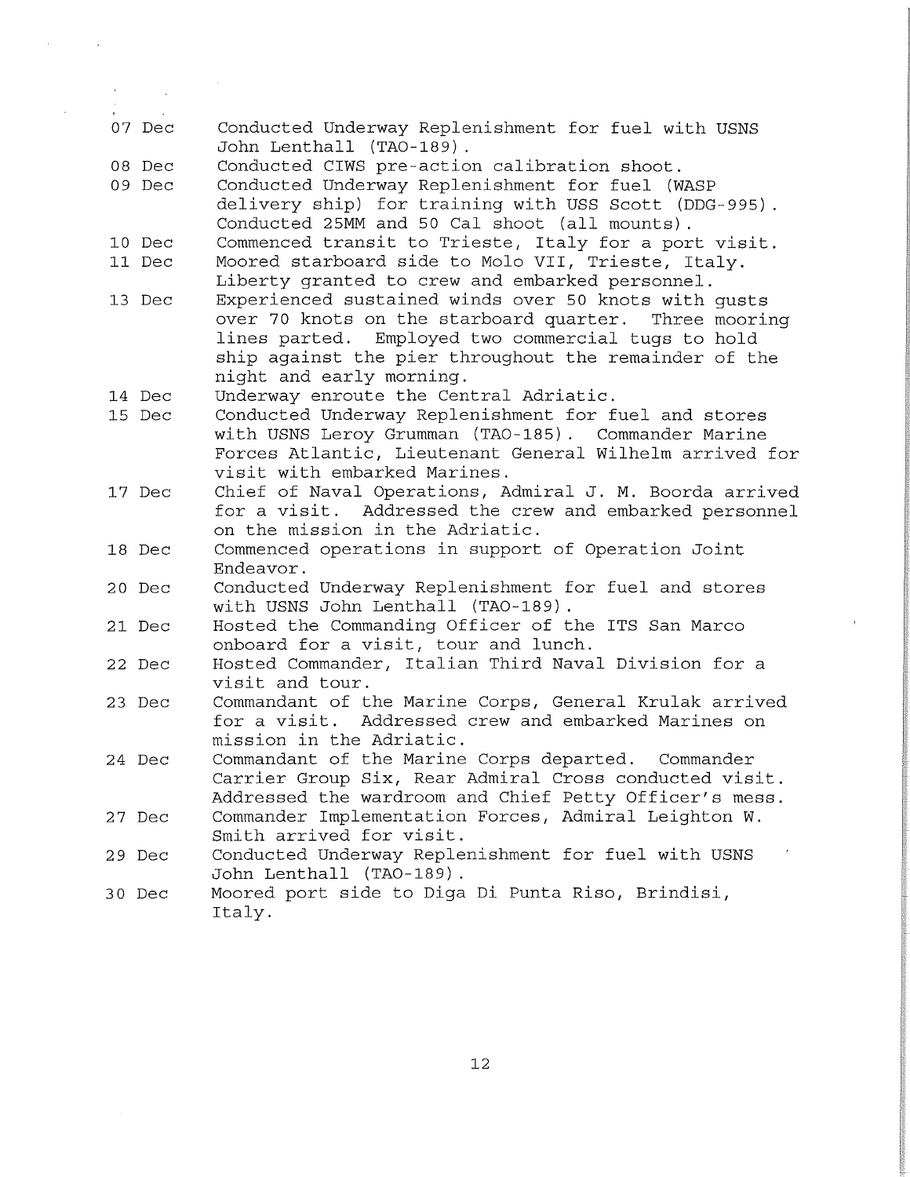07 Dec Conducted Underway Replenishment for fuel with USNS John Lenthall (TAO-189).

08 Dec Conducted CIWS pre-action calibration shoot.

09 Dec Conducted Underway Replenishment for fuel (WASP delivery ship) for training with USS Scott (DDG-995). Conducted 25MM and 50 Cal shoot (all mounts).

10 Dec Commenced transit to Trieste, Italy for a port visit.

11 Dec Moored starboard side to Molo VII, Trieste, Italy. Liberty granted to crew and embarked personnel.

13 Dec Experienced sustained winds over 50 knots with gusts over 70 knots on the starboard quarter. Three mooring lines parted. Employed two commercial tugs to hold ship against the pier throughout the remainder of the night and early morning.

14 Dec Underway enroute the Central Adriatic.

15 Dec Conducted Underway Replenishment for fuel and stores with USNS Leroy Grumman (TAO-185). Commander Marine Forces Atlantic, Lieutenant General Wilhelm arrived for visit with embarked Marines.

17 Dec Chief of Naval Operations, Admiral J. M. Boorda arrived for a visit. Addressed the crew and embarked personnel on the mission in the Adriatic.

18 Dec Commenced operations in support of Operation Joint Endeavor.

20 Dec Conducted Underway Replenishment for fuel and stores with USNS John Lenthall (TAO-189).

21 Dec Hosted the Commanding Officer of the ITS San Marco onboard for a visit, tour and lunch.

22 Dec Hosted Commander, Italian Third Naval Division for a visit and tour.

23 Dec Commandant of the Marine Corps, General Krulak arrived for a visit. Addressed crew and embarked Marines on mission in the Adriatic.

24 Dec Commandant of the Marine Corps departed. Commander Carrier Group Six, Rear Admiral Cross conducted visit. Addressed the wardroom and Chief Petty Officer's mess.

27 Dec Commander Implementation Forces, Admiral Leighton W. Smith arrived for visit.

29 Dec Conducted Underway Replenishment for fuel with USNS John Lenthall (TAO-189).

30 Dec Moored port side to Diga Di Punta Riso, Brindisi, Italy.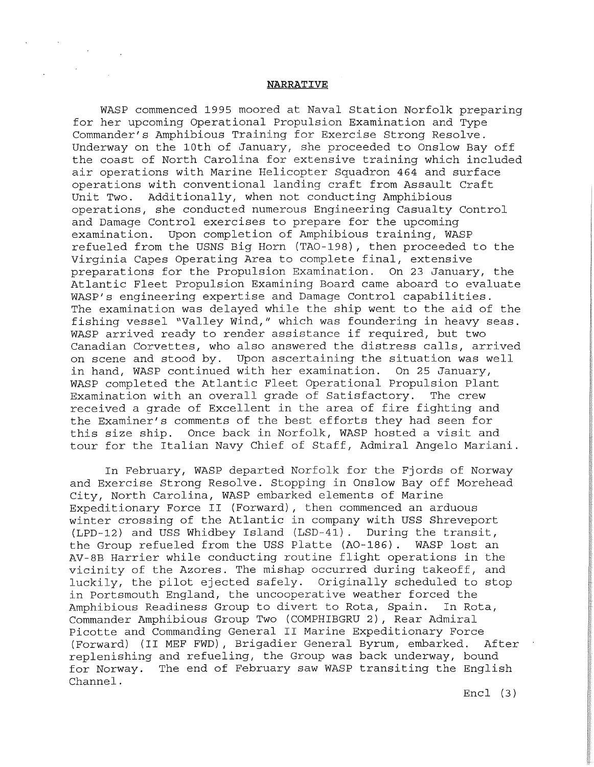## NARRATIVE

WASP commenced 1995 moored at Naval Station Norfolk preparing for her upcoming Operational Propulsion Examination and Type Commander's Amphibious Training for Exercise Strong Resolve. Underway on the 10th of January, she proceeded to Onslow Bay off the coast of North Carolina for extensive training which included air operations with Marine Helicopter Squadron 464 and surface operations with conventional landing craft from Assault Craft Unit Two. Additionally, when not conducting Amphibious operations, she conducted numerous Engineering Casualty Control and Damage Control exercises to prepare for the upcoming examination. Upon completion of Amphibious training, WASP refueled from the USNS Big Horn (TAO-198), then proceeded to the Virginia Capes Operating Area to complete final, extensive preparations for the Propulsion Examination. On 23 January, the Atlantic Fleet Propulsion Examining Board came aboard to evaluate WASP's engineering expertise and Damage Control capabilities. The examination was delayed while the ship went to the aid of the fishing vessel "Valley Wind," which was foundering in heavy seas. WASP arrived ready to render assistance if required, but two Canadian Corvettes, who also answered the distress calls, arrived on scene and stood by. Upon ascertaining the situation was well in hand, WASP continued with her examination. On 25 January, WASP completed the Atlantic Fleet Operational Propulsion Plant Examination with an overall grade of Satisfactory. The crew received a grade of Excellent in the area of fire fighting and the Examiner's comments of the best efforts they had seen for this size ship. Once back in Norfolk, WASP hosted a visit and tour for the Italian Navy Chief of Staff, Admiral Angelo Mariani.

In February, WASP departed Norfolk for the Fjords of Norway and Exercise Strong Resolve. Stopping in Onslow Bay off Morehead City, North Carolina, WASP embarked elements of Marine Expeditionary Force II (Forward), then commenced an arduous winter crossing of the Atlantic in company with USS Shreveport (LPD-12) and USS Whidbey Island (LSD-41). During the transit, the Group refueled from the USS Platte (AO-186). WASP lost an AV-8B Harrier while conducting routine flight operations in the vicinity of the Azores. The mishap occurred during takeoff, and luckily, the pilot ejected safely. Originally scheduled to stop in Portsmouth England, the uncooperative weather forced the Amphibious Readiness Group to divert to Rota, Spain. In Rota, Commander Amphibious Group Two (COMPHIBGRU 2), Rear Admiral Picotte and Commanding General II Marine Expeditionary Force (Forward) (II MEF FWD), Brigadier General Byrum, embarked. After replenishing and refueling, the Group was back underway, bound for Norway. The end of February saw WASP transiting the English Channel.

Encl (3)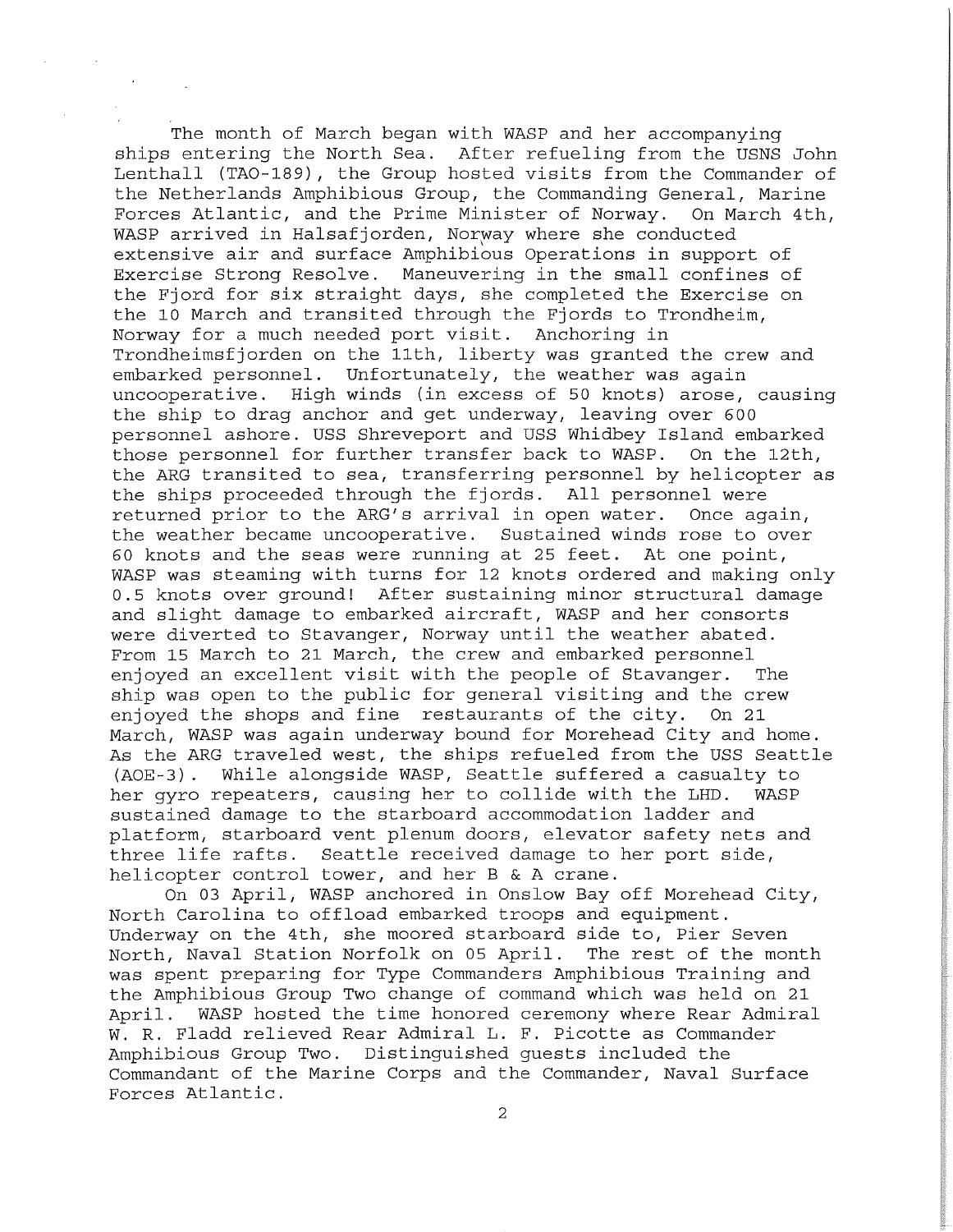The month of March began with WASP and her accompanying ships entering the North Sea. After refueling from the USNS John Lenthall (TAO-189), the Group hosted visits from the Commander of the Netherlands Amphibious Group, the Commanding General, Marine Forces Atlantic, and the Prime Minister of Norway. On March 4th, WASP arrived in Halsafjorden, Norway where she conducted extensive air and surface Amphibious Operations in support of Exercise Strong Resolve. Maneuvering in the small confines of the Fjord for six straight days, she completed the Exercise on the 10 March and transited through the Fjords to Trondheim, Norway for a much needed port visit. Anchoring in Trondheimsfjorden on the 11th, liberty was granted the crew and embarked personnel. Unfortunately, the weather was again uncooperative. High winds (in excess of 50 knots) arose, causing the ship to drag anchor and get underway, leaving over 600 personnel ashore. USS Shreveport and USS Whidbey Island embarked those personnel for further transfer back to WASP. On the 12th, the ARG transited to sea, transferring personnel by helicopter as the ships proceeded through the fjords. All personnel were returned prior to the ARG's arrival in open water. Once again, the weather became uncooperative. Sustained winds rose to over 60 knots and the seas were running at 25 feet. At one point, WASP was steaming with turns for 12 knots ordered and making only 0.5 knots over ground! After sustaining minor structural damage and slight damage to embarked aircraft, WASP and her consorts were diverted to Stavanger, Norway until the weather abated. From 15 March to 21 March, the crew and embarked personnel enjoyed an excellent visit with the people of Stavanger. The ship was open to the public for general visiting and the crew enjoyed the shops and fine restaurants of the city. On 21 March, WASP was again underway bound for Morehead City and home. As the ARG traveled west, the ships refueled from the USS Seattle (AOE-3). While alongside WASP, Seattle suffered a casualty to her gyro repeaters, causing her to collide with the LHD. WASP sustained damage to the starboard accommodation ladder and platform, starboard vent plenum doors, elevator safety nets and three life rafts. Seattle received damage to her port side, helicopter control tower, and her B & A crane.

On 03 April, WASP anchored in Onslow Bay off Morehead City, North Carolina to offload embarked troops and equipment. Underway on the 4th, she moored starboard side to, Pier Seven North, Naval Station Norfolk on 05 April. The rest of the month was spent preparing for Type Commanders Amphibious Training and the Amphibious Group Two change of command which was held on 21 April. WASP hosted the time honored ceremony where Rear Admiral W. R. Fladd relieved Rear Admiral L. F. Picotte as Commander Amphibious Group Two. Distinguished guests included the Commandant of the Marine Corps and the Commander, Naval Surface Forces Atlantic.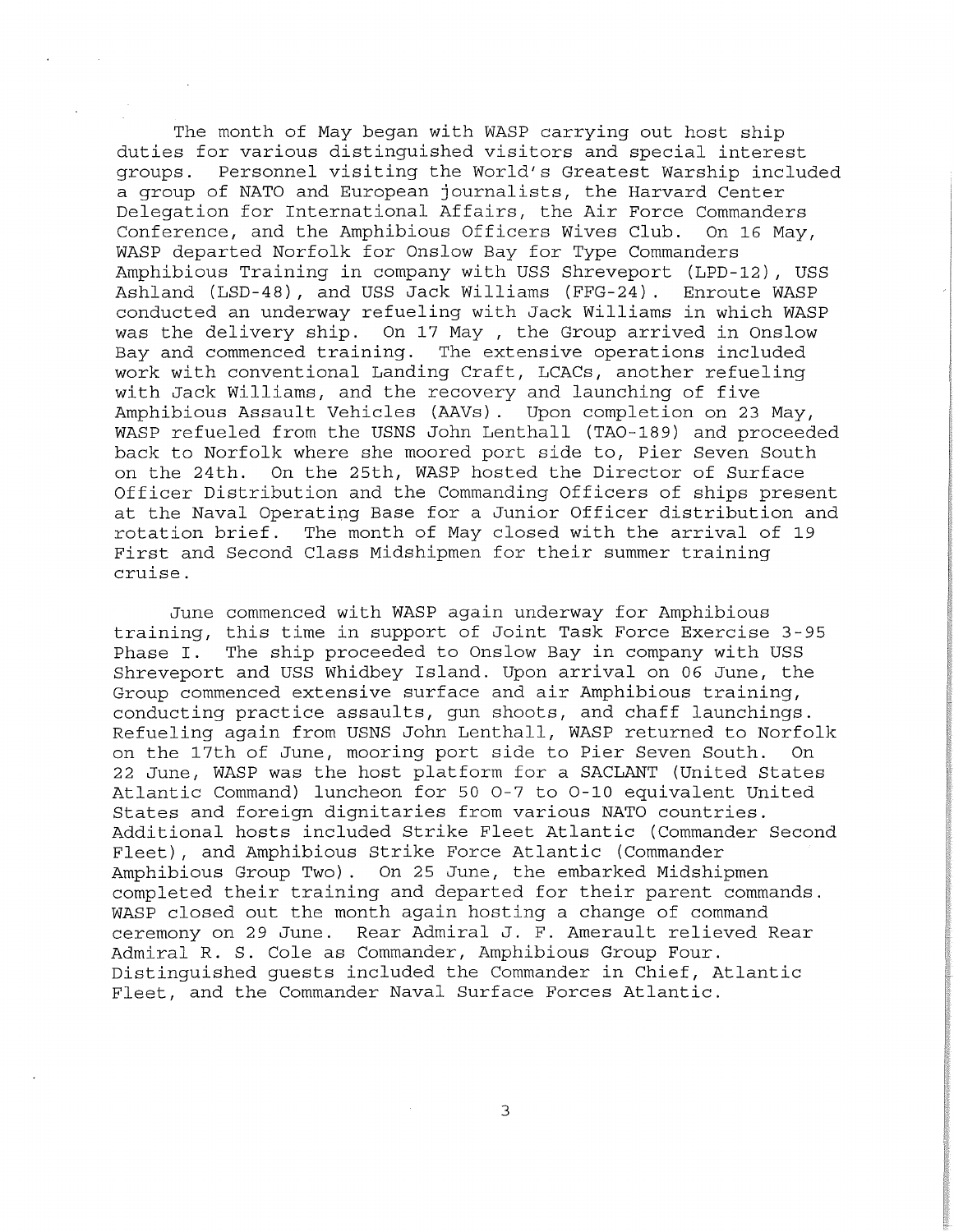The month of May began with WASP carrying out host ship duties for various distinguished visitors and special interest groups. Personnel visiting the World's Greatest Warship included a group of NATO and European journalists, the Harvard Center Delegation for International Affairs, the Air Force Commanders Conference, and the Amphibious Officers Wives Club. On 16 May, WASP departed Norfolk for Onslow Bay for Type Commanders Amphibious Training in company with USS Shreveport (LPD-12), USS Ashland (LSD-48), and USS Jack Williams (FFG-24). Enroute WASP conducted an underway refueling with Jack Williams in which WASP was the delivery ship. On 17 May , the Group arrived in Onslow Bay and commenced training. The extensive operations included work with conventional Landing Craft, LCACs, another refueling with Jack Williams, and the recovery and launching of five Amphibious Assault Vehicles (AAVs). Upon completion on 23 May, WASP refueled from the USNS John Lenthall (TAO-189) and proceeded back to Norfolk where she moored port side to, Pier Seven South on the 24th. On the 25th, WASP hosted the Director of Surface Officer Distribution and the Commanding Officers of ships present at the Naval Operating Base for a Junior Officer distribution and rotation brief. The month of May closed with the arrival of 19 First and Second Class Midshipmen for their summer training cruise.

June commenced with WASP again underway for Amphibious training, this time in support of Joint Task Force Exercise 3-95 Phase I. The ship proceeded to Onslow Bay in company with USS Shreveport and USS Whidbey Island. Upon arrival on 06 June, the Group commenced extensive surface and air Amphibious training, conducting practice assaults, gun shoots, and chaff launchings. Refueling again from USNS John Lenthall, WASP returned to Norfolk on the 17th of June, mooring port side to Pier Seven South. On 22 June, WASP was the host platform for a SACLANT (United States Atlantic Command) luncheon for 50 O-7 to O-10 equivalent United States and foreign dignitaries from various NATO countries. Additional hosts included Strike Fleet Atlantic (Commander Second Fleet), and Amphibious Strike Force Atlantic (Commander Amphibious Group Two). On 25 June, the embarked Midshipmen completed their training and departed for their parent commands. WASP closed out the month again hosting a change of command ceremony on 29 June. Rear Admiral J. F. Amerault relieved Rear Admiral R. S. Cole as Commander, Amphibious Group Four. Distinguished guests included the Commander in Chief, Atlantic Fleet, and the Commander Naval Surface Forces Atlantic.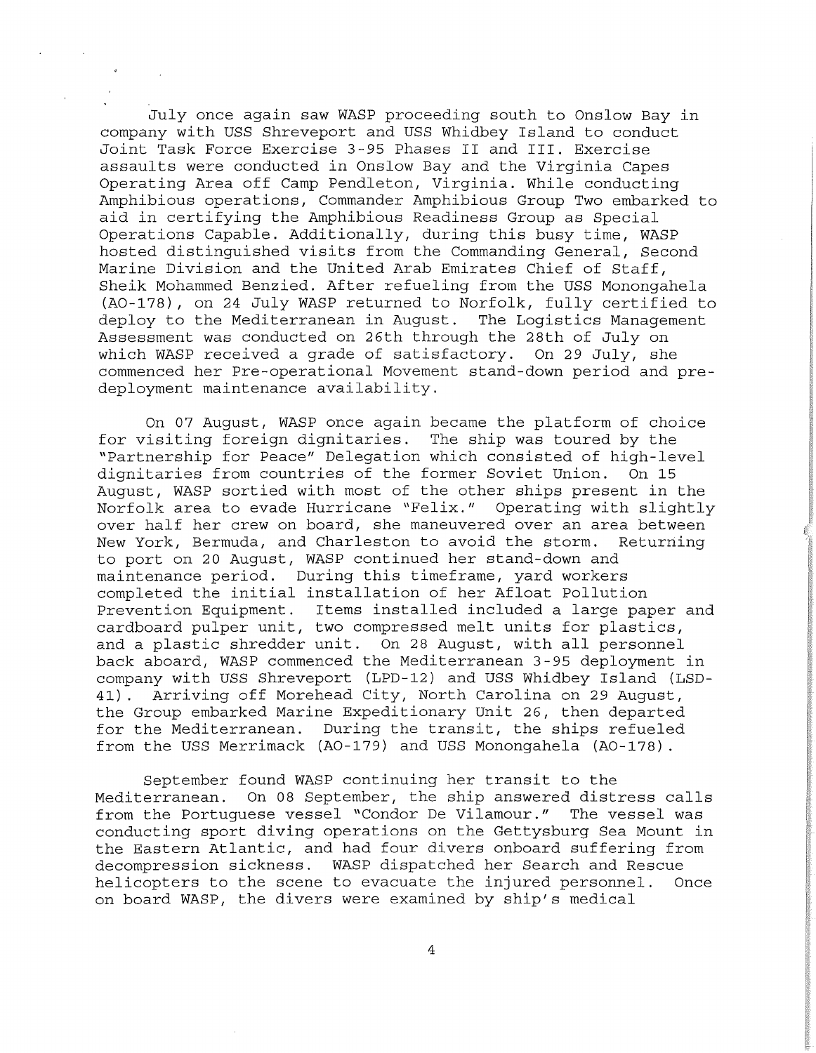July once again saw WASP proceeding south to Onslow Bay in company with USS Shreveport and USS Whidbey Island to conduct Joint Task Force Exercise 3-95 Phases II and III. Exercise assaults were conducted in Onslow Bay and the Virginia Capes Operating Area off Camp Pendleton, Virginia. While conducting Amphibious operations, Commander Amphibious Group Two embarked to aid in certifying the Amphibious Readiness Group as Special Operations Capable. Additionally, during this busy time, WASP hosted distinguished visits from the Commanding General, Second Marine Division and the United Arab Emirates Chief of Staff, Sheik Mohammed Benzied. After refueling from the USS Monongahela (AO-178), on 24 July WASP returned to Norfolk, fully certified to deploy to the Mediterranean in August. The Logistics Management Assessment was conducted on 26th through the 28th of July on which WASP received a grade of satisfactory. On 29 July, she commenced her Pre-operational Movement stand-down period and pre-deployment maintenance availability.

On 07 August, WASP once again became the platform of choice for visiting foreign dignitaries. The ship was toured by the "Partnership for Peace" Delegation which consisted of high-level dignitaries from countries of the former Soviet Union. On 15 August, WASP sortied with most of the other ships present in the Norfolk area to evade Hurricane "Felix." Operating with slightly over half her crew on board, she maneuvered over an area between New York, Bermuda, and Charleston to avoid the storm. Returning to port on 20 August, WASP continued her stand-down and maintenance period. During this timeframe, yard workers completed the initial installation of her Afloat Pollution Prevention Equipment. Items installed included a large paper and cardboard pulper unit, two compressed melt units for plastics, and a plastic shredder unit. On 28 August, with all personnel back aboard, WASP commenced the Mediterranean 3-95 deployment in company with USS Shreveport (LPD-12) and USS Whidbey Island (LSD-41). Arriving off Morehead City, North Carolina on 29 August, the Group embarked Marine Expeditionary Unit 26, then departed for the Mediterranean. During the transit, the ships refueled from the USS Merrimack (AO-179) and USS Monongahela (AO-178).

September found WASP continuing her transit to the Mediterranean. On 08 September, the ship answered distress calls from the Portuguese vessel "Condor De Vilamour." The vessel was conducting sport diving operations on the Gettysburg Sea Mount in the Eastern Atlantic, and had four divers onboard suffering from decompression sickness. WASP dispatched her Search and Rescue helicopters to the scene to evacuate the injured personnel. Once on board WASP, the divers were examined by ship's medical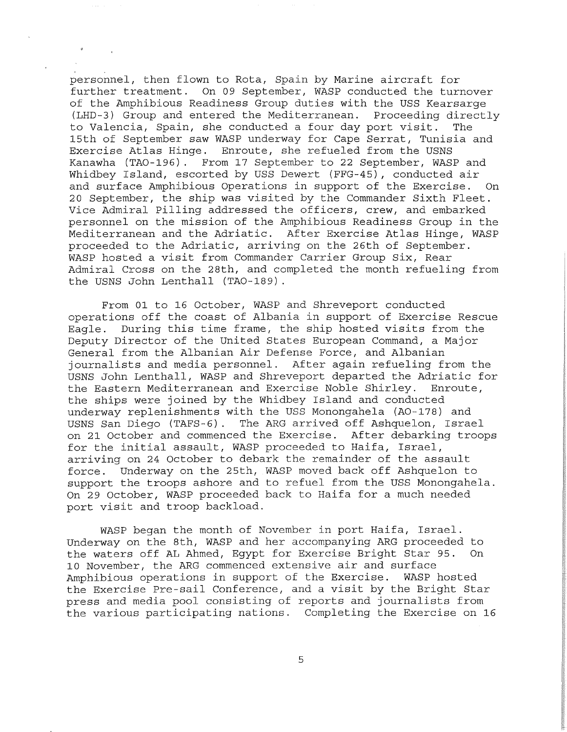personnel, then flown to Rota, Spain by Marine aircraft for further treatment. On 09 September, WASP conducted the turnover of the Amphibious Readiness Group duties with the USS Kearsarge (LHD-3) Group and entered the Mediterranean. Proceeding directly to Valencia, Spain, she conducted a four day port visit. The 15th of September saw WASP underway for Cape Serrat, Tunisia and Exercise Atlas Hinge. Enroute, she refueled from the USNS Kanawha (TAO-196). From 17 September to 22 September, WASP and Whidbey Island, escorted by USS Dewert (FFG-45), conducted air and surface Amphibious Operations in support of the Exercise. On 20 September, the ship was visited by the Commander Sixth Fleet. Vice Admiral Pilling addressed the officers, crew, and embarked personnel on the mission of the Amphibious Readiness Group in the Mediterranean and the Adriatic. After Exercise Atlas Hinge, WASP proceeded to the Adriatic, arriving on the 26th of September. WASP hosted a visit from Commander Carrier Group Six, Rear Admiral Cross on the 28th, and completed the month refueling from the USNS John Lenthall (TAO-189).

From 01 to 16 October, WASP and Shreveport conducted operations off the coast of Albania in support of Exercise Rescue Eagle. During this time frame, the ship hosted visits from the Deputy Director of the United States European Command, a Major General from the Albanian Air Defense Force, and Albanian journalists and media personnel. After again refueling from the USNS John Lenthall, WASP and Shreveport departed the Adriatic for the Eastern Mediterranean and Exercise Noble Shirley. Enroute, the ships were joined by the Whidbey Island and conducted underway replenishments with the USS Monongahela (AO-178) and USNS San Diego (TAFS-6). The ARG arrived off Ashquelon, Israel on 21 October and commenced the Exercise. After debarking troops for the initial assault, WASP proceeded to Haifa, Israel, arriving on 24 October to debark the remainder of the assault force. Underway on the 25th, WASP moved back off Ashquelon to support the troops ashore and to refuel from the USS Monongahela. On 29 October, WASP proceeded back to Haifa for a much needed port visit and troop backload.

WASP began the month of November in port Haifa, Israel. Underway on the 8th, WASP and her accompanying ARG proceeded to the waters off AL Ahmed, Egypt for Exercise Bright Star 95. On 10 November, the ARG commenced extensive air and surface Amphibious operations in support of the Exercise. WASP hosted the Exercise Pre-sail Conference, and a visit by the Bright Star press and media pool consisting of reports and journalists from the various participating nations. Completing the Exercise on 16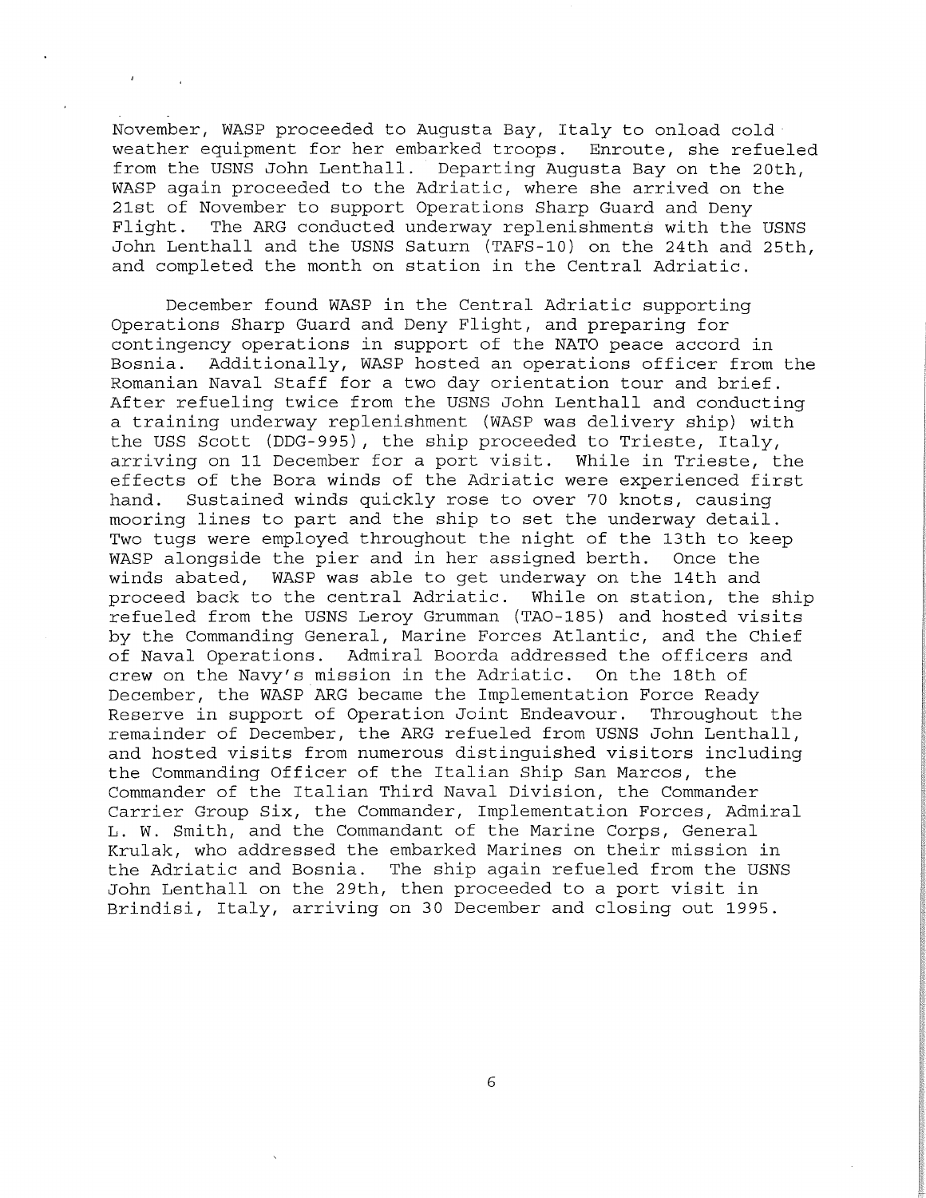November, WASP proceeded to Augusta Bay, Italy to onload cold weather equipment for her embarked troops. Enroute, she refueled from the USNS John Lenthall. Departing Augusta Bay on the 20th, WASP again proceeded to the Adriatic, where she arrived on the 21st of November to support Operations Sharp Guard and Deny Flight. The ARG conducted underway replenishments with the USNS John Lenthall and the USNS Saturn (TAFS-10) on the 24th and 25th, and completed the month on station in the Central Adriatic.

December found WASP in the Central Adriatic supporting Operations Sharp Guard and Deny Flight, and preparing for contingency operations in support of the NATO peace accord in Bosnia. Additionally, WASP hosted an operations officer from the Romanian Naval Staff for a two day orientation tour and brief. After refueling twice from the USNS John Lenthall and conducting a training underway replenishment (WASP was delivery ship) with the USS Scott (DDG-995), the ship proceeded to Trieste, Italy, arriving on 11 December for a port visit. While in Trieste, the effects of the Bora winds of the Adriatic were experienced first hand. Sustained winds quickly rose to over 70 knots, causing mooring lines to part and the ship to set the underway detail. Two tugs were employed throughout the night of the 13th to keep WASP alongside the pier and in her assigned berth. Once the winds abated, WASP was able to get underway on the 14th and proceed back to the central Adriatic. While on station, the ship refueled from the USNS Leroy Grumman (TAO-185) and hosted visits by the Commanding General, Marine Forces Atlantic, and the Chief of Naval Operations. Admiral Boorda addressed the officers and crew on the Navy's mission in the Adriatic. On the 18th of December, the WASP ARG became the Implementation Force Ready Reserve in support of Operation Joint Endeavour. Throughout the remainder of December, the ARG refueled from USNS John Lenthall, and hosted visits from numerous distinguished visitors including the Commanding Officer of the Italian Ship San Marcos, the Commander of the Italian Third Naval Division, the Commander Carrier Group Six, the Commander, Implementation Forces, Admiral L. W. Smith, and the Commandant of the Marine Corps, General Krulak, who addressed the embarked Marines on their mission in the Adriatic and Bosnia. The ship again refueled from the USNS John Lenthall on the 29th, then proceeded to a port visit in Brindisi, Italy, arriving on 30 December and closing out 1995.